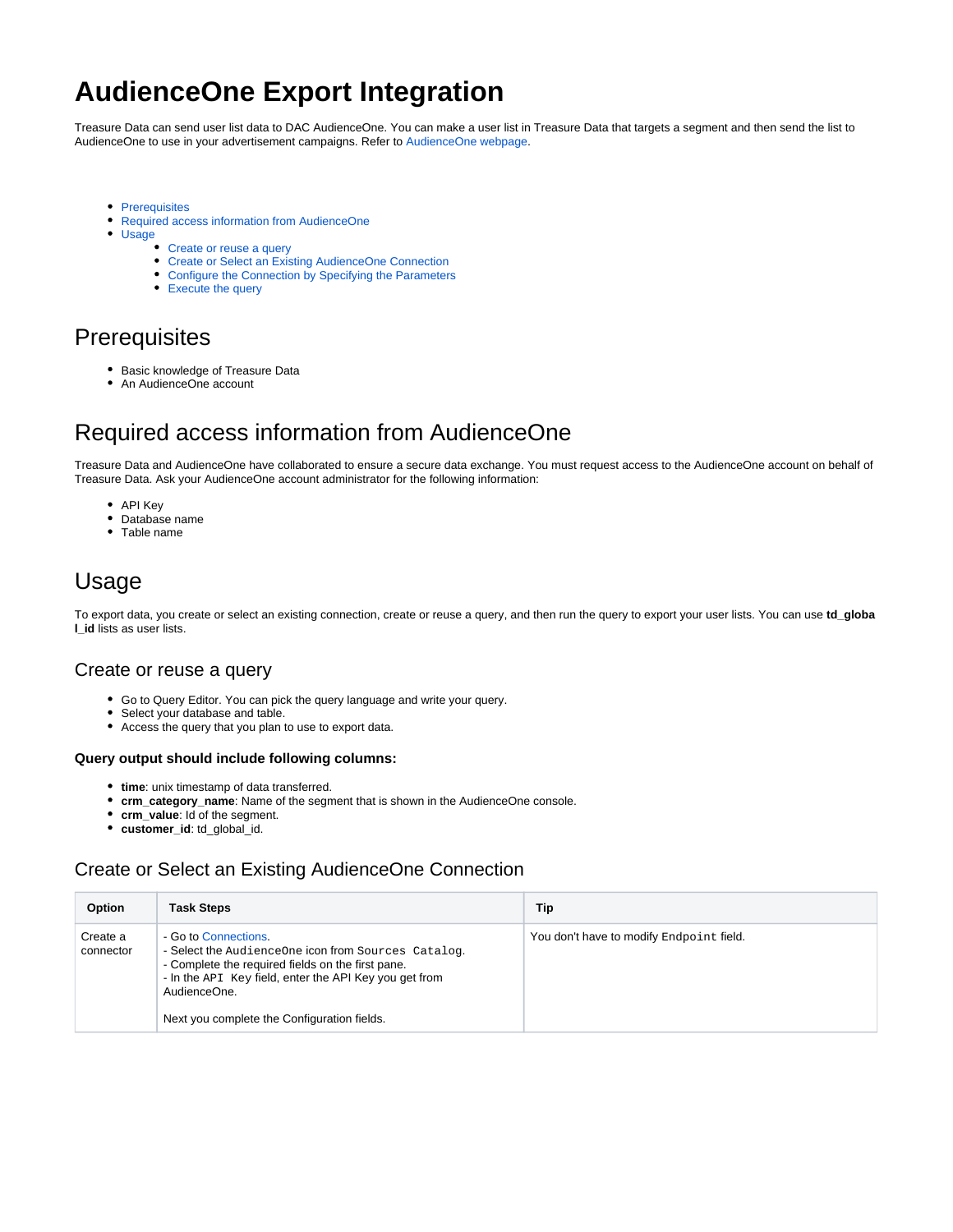# AudienceOne Export Integration

Treasure Data can send user list data to DAC AudienceOne. You can make a user list in Treasure Data that targets a segment and then send the list to AudienceOne to use in your advertisement campaigns. Refer to AudienceOne webpage.

- Prerequisites
- Required access information from AudienceOne
- Usage
  - Create or reuse a query
  - Create or Select an Existing AudienceOne Connection
  - Configure the Connection by Specifying the Parameters
  - Execute the query

## Prerequisites

- Basic knowledge of Treasure Data
- An AudienceOne account

## Required access information from AudienceOne

Treasure Data and AudienceOne have collaborated to ensure a secure data exchange. You must request access to the AudienceOne account on behalf of Treasure Data. Ask your AudienceOne account administrator for the following information:

- API Key
- Database name
- Table name

## Usage

To export data, you create or select an existing connection, create or reuse a query, and then run the query to export your user lists. You can use **td_global_id** lists as user lists.

### Create or reuse a query

- Go to Query Editor. You can pick the query language and write your query.
- Select your database and table.
- Access the query that you plan to use to export data.

#### Query output should include following columns:

- **time**: unix timestamp of data transferred.
- **crm_category_name**: Name of the segment that is shown in the AudienceOne console.
- **crm_value**: Id of the segment.
- **customer_id**: td_global_id.

### Create or Select an Existing AudienceOne Connection

| Option | Task Steps | Tip |
|---|---|---|
| Create a connector | - Go to Connections.<br>- Select the `AudienceOne` icon from `Sources Catalog`.<br>- Complete the required fields on the first pane.<br>- In the `API Key` field, enter the API Key you get from AudienceOne.<br><br>Next you complete the Configuration fields. | You don't have to modify `Endpoint` field. |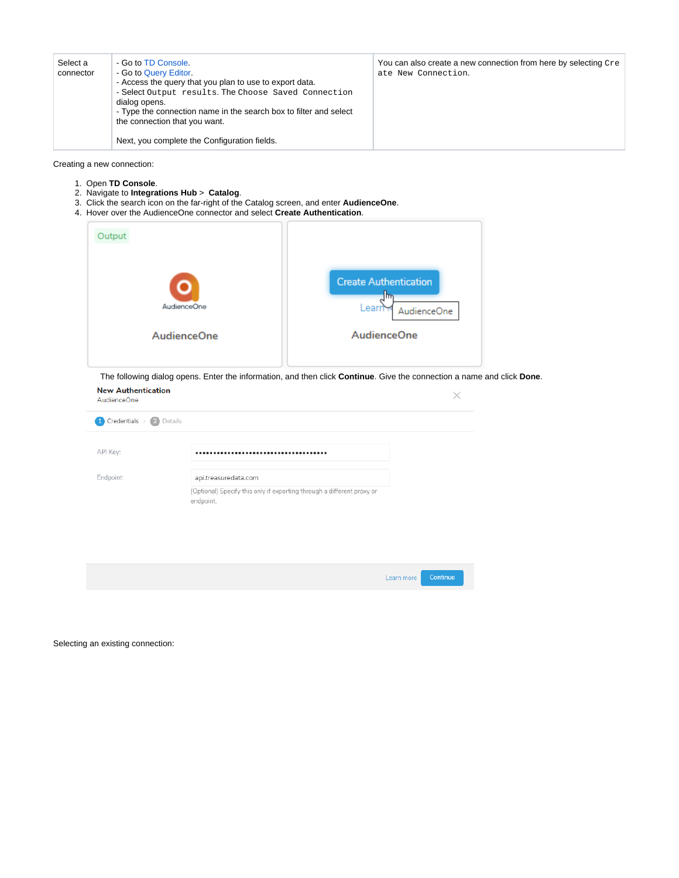| Select a connector | - Go to TD Console.<br>- Go to Query Editor.<br>- Access the query that you plan to use to export data.<br>- Select `Output results`. The `Choose Saved Connection` dialog opens.<br>- Type the connection name in the search box to filter and select the connection that you want.<br><br>Next, you complete the Configuration fields. | You can also create a new connection from here by selecting `Create New Connection`. |
|---|---|---|

Creating a new connection:

1. Open **TD Console**.
2. Navigate to **Integrations Hub** > **Catalog**.
3. Click the search icon on the far-right of the Catalog screen, and enter **AudienceOne**.
4. Hover over the AudienceOne connector and select **Create Authentication**.

The following dialog opens. Enter the information, and then click **Continue**. Give the connection a name and click **Done**.

Selecting an existing connection: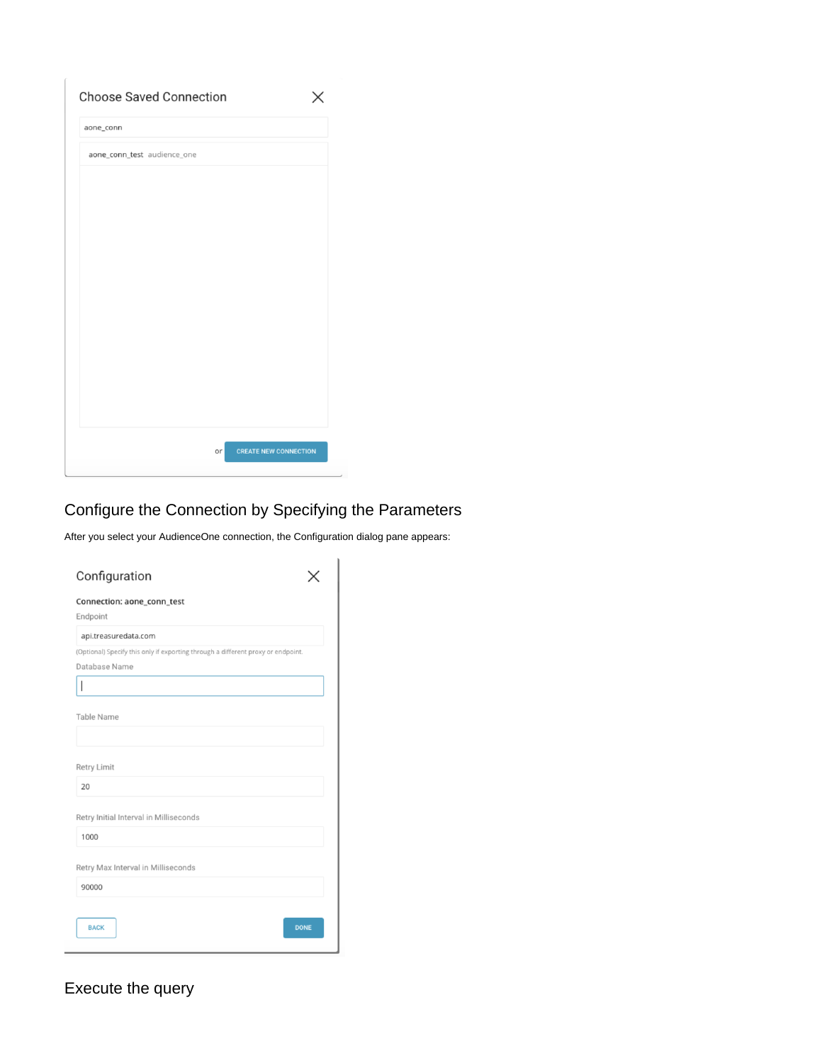Choose Saved Connection

aone_conn

aone_conn_test audience_one

or CREATE NEW CONNECTION

## Configure the Connection by Specifying the Parameters

After you select your AudienceOne connection, the Configuration dialog pane appears:

Configuration

**Connection: aone_conn_test**

Endpoint

api.treasuredata.com

(Optional) Specify this only if exporting through a different proxy or endpoint.

Database Name

Table Name

Retry Limit

20

Retry Initial Interval in Milliseconds

1000

Retry Max Interval in Milliseconds

90000

BACK DONE

## Execute the query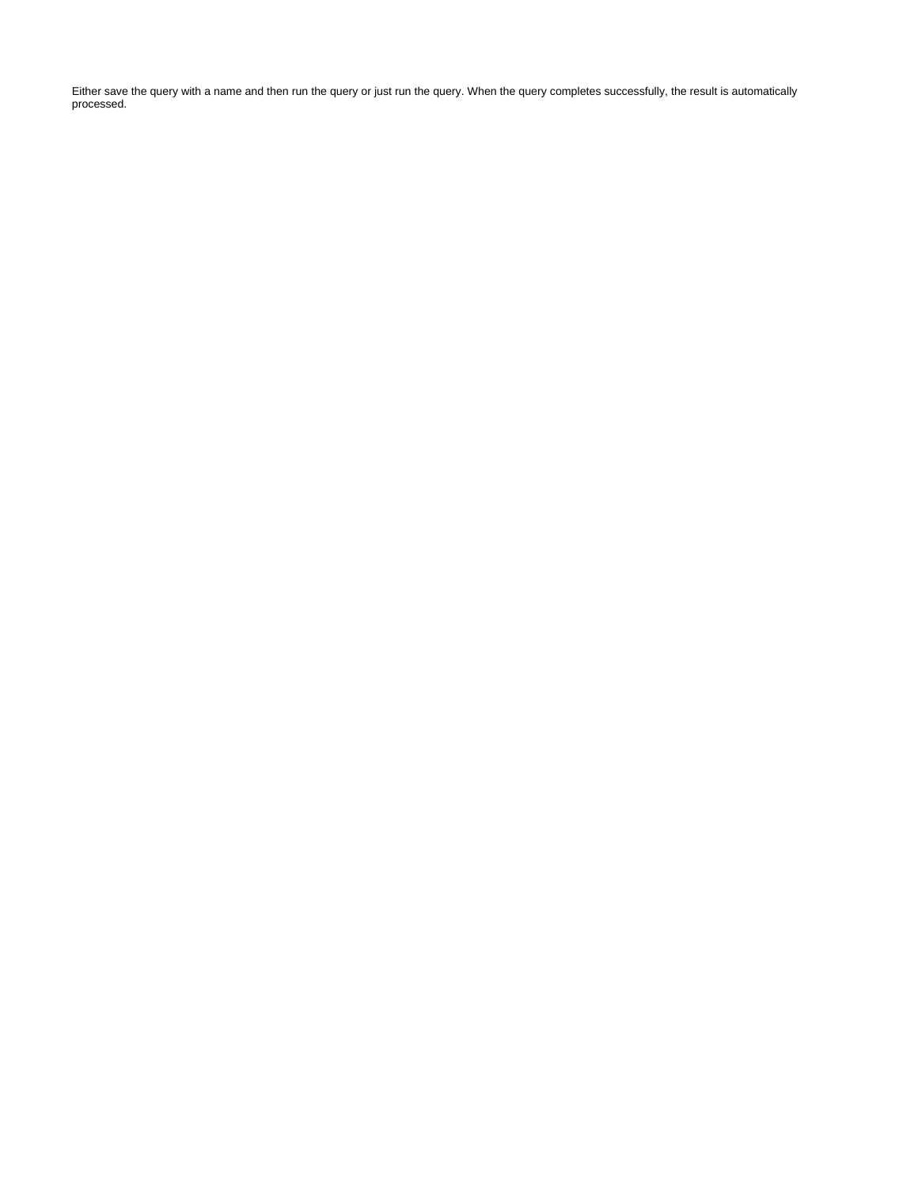Either save the query with a name and then run the query or just run the query. When the query completes successfully, the result is automatically processed.